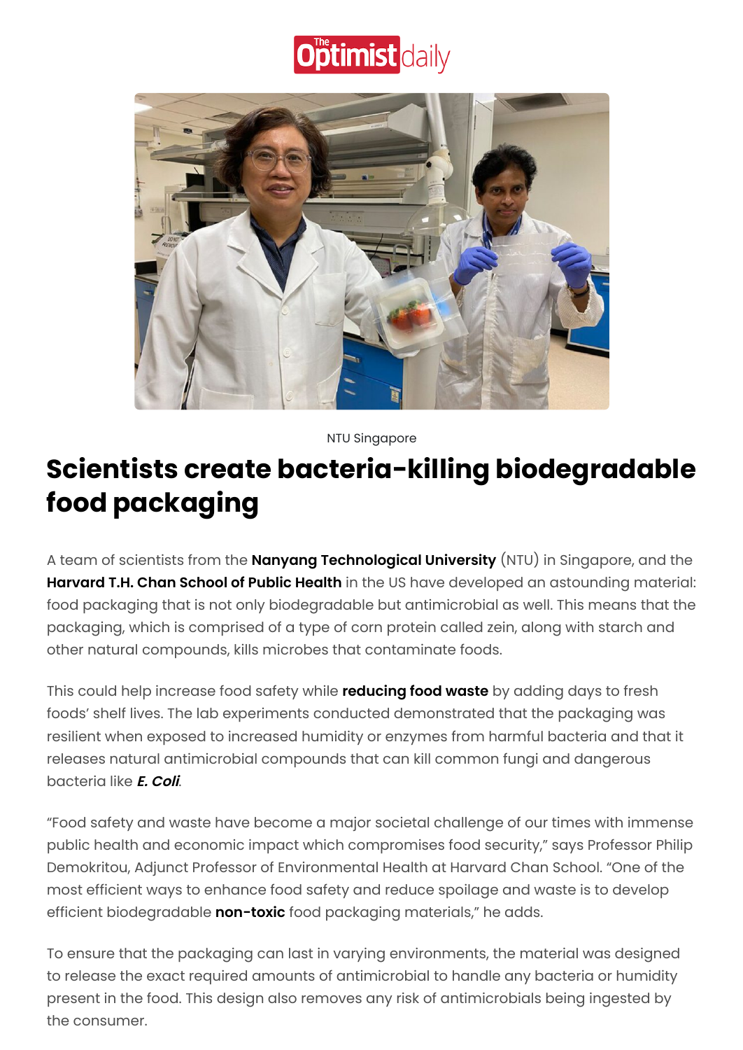The Optimist daily

NTU Singapore

# Scientists create bacteria-killing biodegradable food packaging

A team of scientists from the **Nanyang Technological University** (NTU) in Singapore, and the **Harvard T.H. Chan School of Public Health** in the US have developed an astounding material: food packaging that is not only biodegradable but antimicrobial as well. This means that the packaging, which is comprised of a type of corn protein called zein, along with starch and other natural compounds, kills microbes that contaminate foods.

This could help increase food safety while **reducing food waste** by adding days to fresh foods' shelf lives. The lab experiments conducted demonstrated that the packaging was resilient when exposed to increased humidity or enzymes from harmful bacteria and that it releases natural antimicrobial compounds that can kill common fungi and dangerous bacteria like ***E. Coli***.

"Food safety and waste have become a major societal challenge of our times with immense public health and economic impact which compromises food security," says Professor Philip Demokritou, Adjunct Professor of Environmental Health at Harvard Chan School. "One of the most efficient ways to enhance food safety and reduce spoilage and waste is to develop efficient biodegradable **non-toxic** food packaging materials," he adds.

To ensure that the packaging can last in varying environments, the material was designed to release the exact required amounts of antimicrobial to handle any bacteria or humidity present in the food. This design also removes any risk of antimicrobials being ingested by the consumer.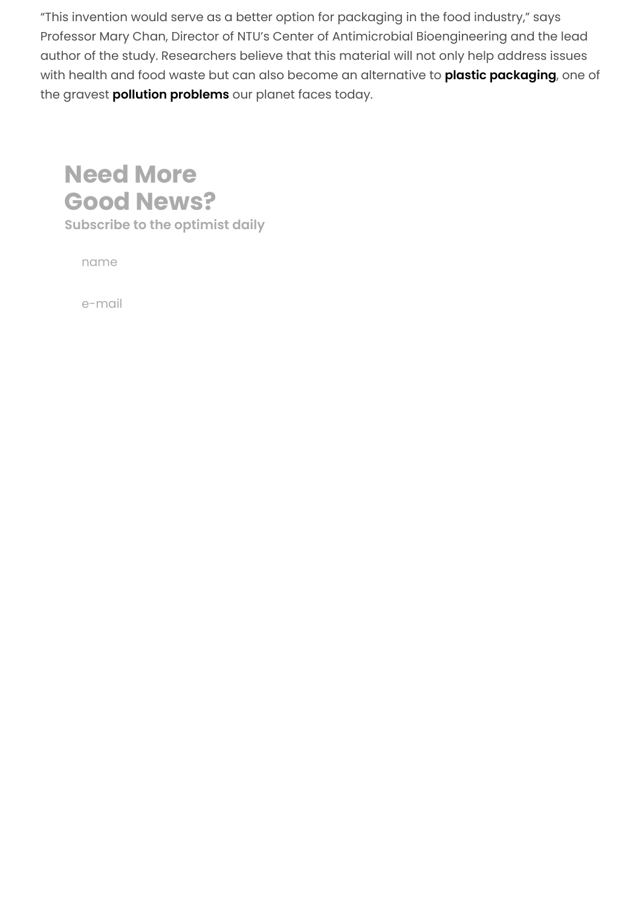“This invention would serve as a better option for packaging in the food industry,” says Professor Mary Chan, Director of NTU’s Center of Antimicrobial Bioengineering and the lead author of the study. Researchers believe that this material will not only help address issues with health and food waste but can also become an alternative to **plastic packaging**, one of the gravest **pollution problems** our planet faces today.

## Need More Good News?

**Subscribe to the optimist daily**

name

e-mail